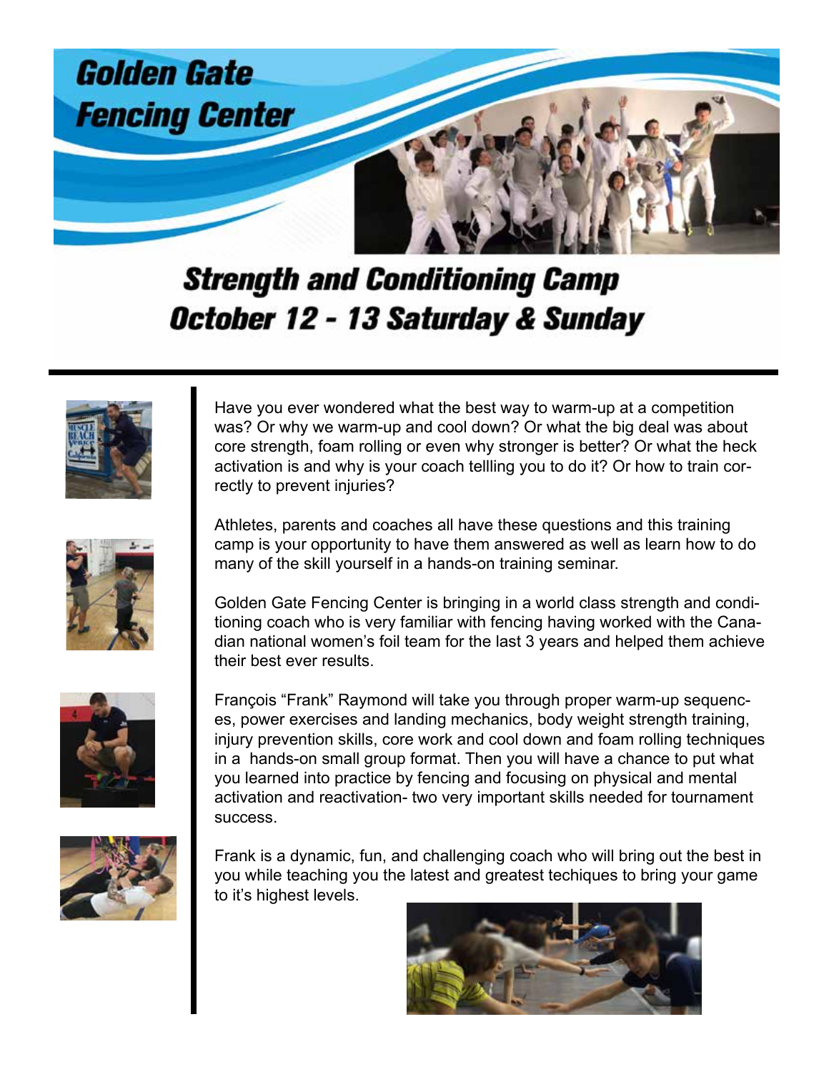# Golden Gate Fencing Center

## Strength and Conditioning Camp
## October 12 - 13 Saturday & Sunday

Have you ever wondered what the best way to warm-up at a competition was? Or why we warm-up and cool down? Or what the big deal was about core strength, foam rolling or even why stronger is better? Or what the heck activation is and why is your coach tellling you to do it? Or how to train correctly to prevent injuries?

Athletes, parents and coaches all have these questions and this training camp is your opportunity to have them answered as well as learn how to do many of the skill yourself in a hands-on training seminar.

Golden Gate Fencing Center is bringing in a world class strength and conditioning coach who is very familiar with fencing having worked with the Canadian national women's foil team for the last 3 years and helped them achieve their best ever results.

François "Frank" Raymond will take you through proper warm-up sequences, power exercises and landing mechanics, body weight strength training, injury prevention skills, core work and cool down and foam rolling techniques in a hands-on small group format. Then you will have a chance to put what you learned into practice by fencing and focusing on physical and mental activation and reactivation- two very important skills needed for tournament success.

Frank is a dynamic, fun, and challenging coach who will bring out the best in you while teaching you the latest and greatest techiques to bring your game to it's highest levels.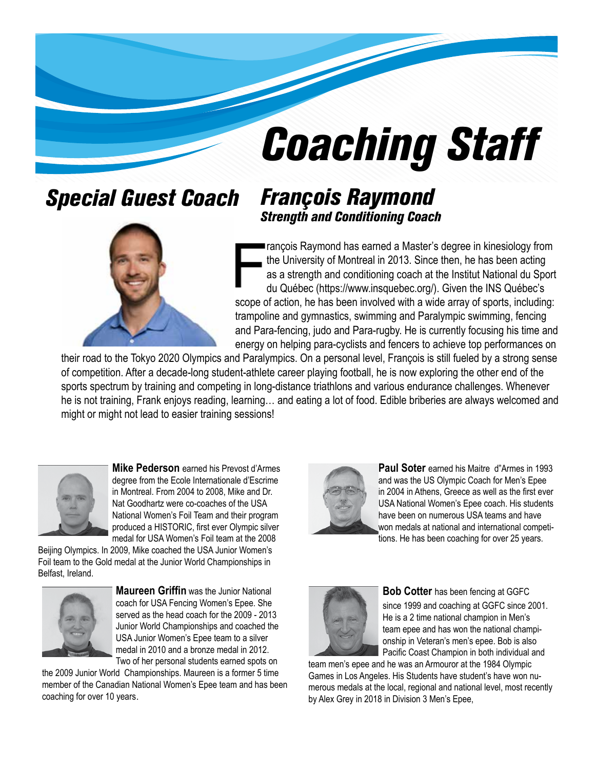# Coaching Staff

## Special Guest Coach

## François Raymond

### *Strength and Conditioning Coach*

François Raymond has earned a Master's degree in kinesiology from the University of Montreal in 2013. Since then, he has been acting as a strength and conditioning coach at the Institut National du Sport du Québec (https://www.insquebec.org/). Given the INS Québec's scope of action, he has been involved with a wide array of sports, including: trampoline and gymnastics, swimming and Paralympic swimming, fencing and Para-fencing, judo and Para-rugby. He is currently focusing his time and energy on helping para-cyclists and fencers to achieve top performances on their road to the Tokyo 2020 Olympics and Paralympics. On a personal level, François is still fueled by a strong sense of competition. After a decade-long student-athlete career playing football, he is now exploring the other end of the sports spectrum by training and competing in long-distance triathlons and various endurance challenges. Whenever he is not training, Frank enjoys reading, learning… and eating a lot of food. Edible briberies are always welcomed and might or might not lead to easier training sessions!

**Mike Pederson** earned his Prevost d'Armes degree from the Ecole Internationale d'Escrime in Montreal. From 2004 to 2008, Mike and Dr. Nat Goodhartz were co-coaches of the USA National Women's Foil Team and their program produced a HISTORIC, first ever Olympic silver medal for USA Women's Foil team at the 2008 Beijing Olympics. In 2009, Mike coached the USA Junior Women's Foil team to the Gold medal at the Junior World Championships in Belfast, Ireland.

**Maureen Griffin** was the Junior National coach for USA Fencing Women's Epee. She served as the head coach for the 2009 - 2013 Junior World Championships and coached the USA Junior Women's Epee team to a silver medal in 2010 and a bronze medal in 2012. Two of her personal students earned spots on the 2009 Junior World Championships. Maureen is a former 5 time member of the Canadian National Women's Epee team and has been coaching for over 10 years.

**Paul Soter** earned his Maitre d"Armes in 1993 and was the US Olympic Coach for Men's Epee in 2004 in Athens, Greece as well as the first ever USA National Women's Epee coach. His students have been on numerous USA teams and have won medals at national and international competitions. He has been coaching for over 25 years.

**Bob Cotter** has been fencing at GGFC since 1999 and coaching at GGFC since 2001. He is a 2 time national champion in Men's team epee and has won the national championship in Veteran's men's epee. Bob is also Pacific Coast Champion in both individual and team men's epee and he was an Armouror at the 1984 Olympic Games in Los Angeles. His Students have student's have won numerous medals at the local, regional and national level, most recently by Alex Grey in 2018 in Division 3 Men's Epee,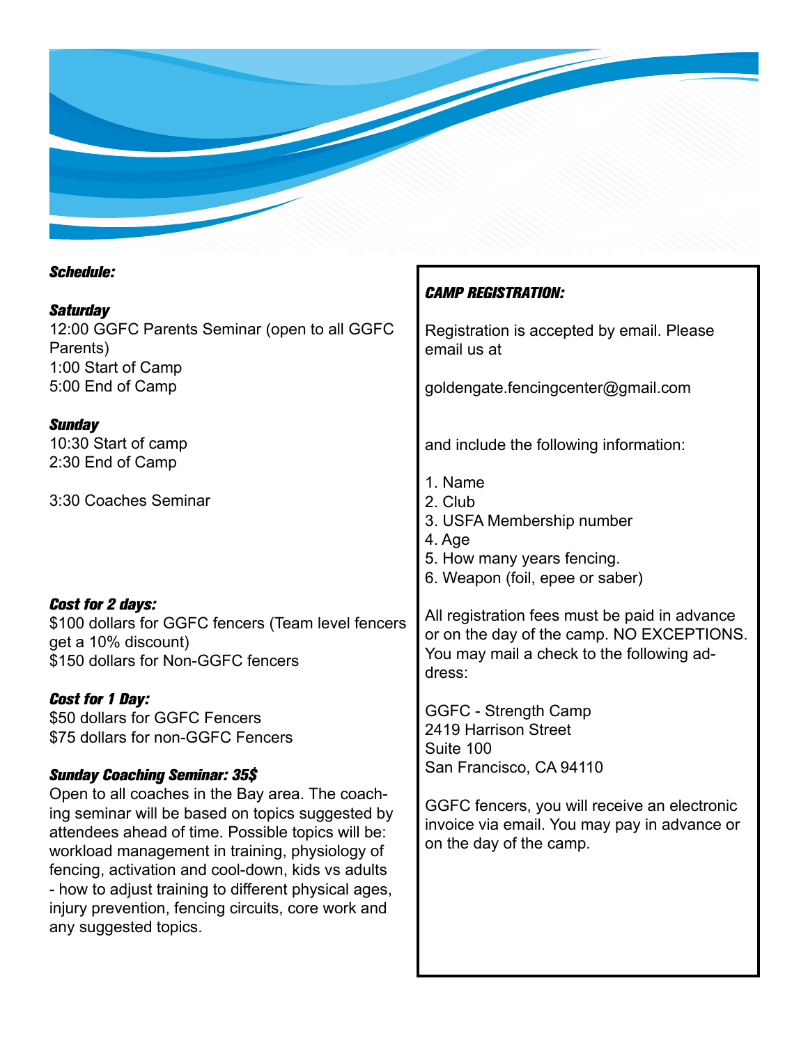***Schedule:***

***Saturday***

12:00 GGFC Parents Seminar (open to all GGFC Parents)
1:00 Start of Camp
5:00 End of Camp

***Sunday***

10:30 Start of camp
2:30 End of Camp

3:30 Coaches Seminar

***Cost for 2 days:***

$100 dollars for GGFC fencers (Team level fencers get a 10% discount)
$150 dollars for Non-GGFC fencers

***Cost for 1 Day:***

$50 dollars for GGFC Fencers
$75 dollars for non-GGFC Fencers

***Sunday Coaching Seminar: 35$***

Open to all coaches in the Bay area. The coaching seminar will be based on topics suggested by attendees ahead of time. Possible topics will be: workload management in training, physiology of fencing, activation and cool-down, kids vs adults - how to adjust training to different physical ages, injury prevention, fencing circuits, core work and any suggested topics.

***CAMP REGISTRATION:***

Registration is accepted by email. Please email us at

goldengate.fencingcenter@gmail.com

and include the following information:

1. Name
2. Club
3. USFA Membership number
4. Age
5. How many years fencing.
6. Weapon (foil, epee or saber)

All registration fees must be paid in advance or on the day of the camp. NO EXCEPTIONS. You may mail a check to the following address:

GGFC - Strength Camp
2419 Harrison Street
Suite 100
San Francisco, CA 94110

GGFC fencers, you will receive an electronic invoice via email. You may pay in advance or on the day of the camp.